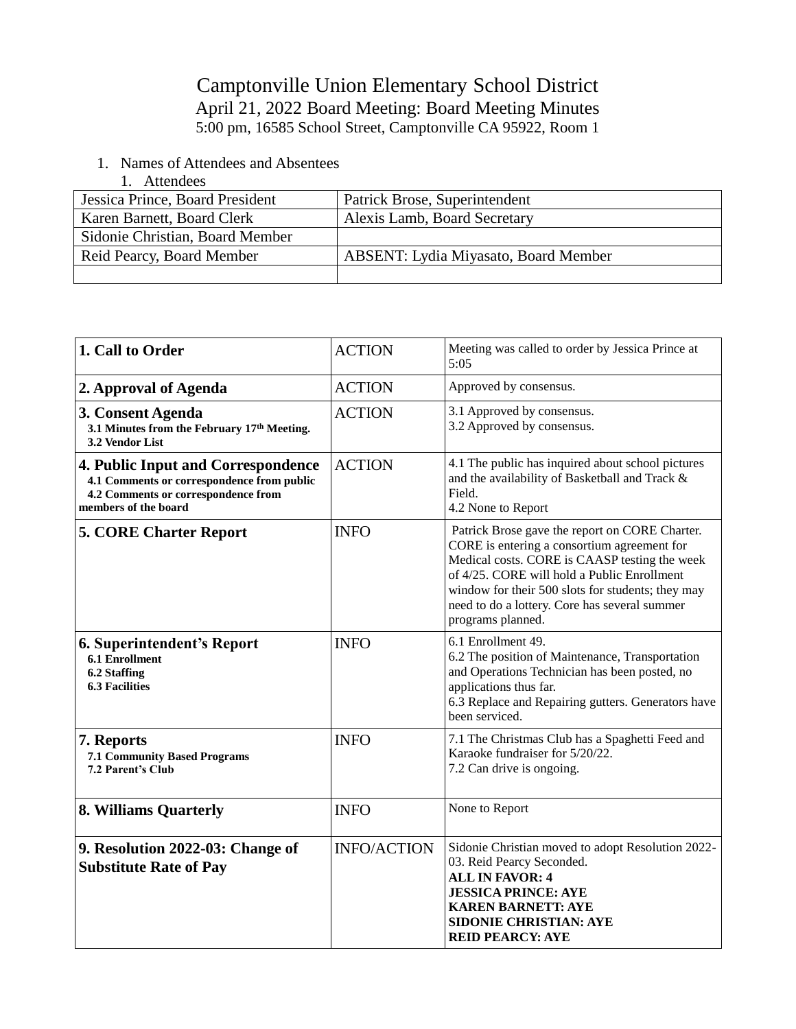# Camptonville Union Elementary School District

## April 21, 2022 Board Meeting: Board Meeting Minutes

5:00 pm, 16585 School Street, Camptonville CA 95922, Room 1

1. Names of Attendees and Absentees
   1. Attendees

| | |
|---|---|
| Jessica Prince, Board President | Patrick Brose, Superintendent |
| Karen Barnett, Board Clerk | Alexis Lamb, Board Secretary |
| Sidonie Christian, Board Member | |
| Reid Pearcy, Board Member | ABSENT: Lydia Miyasato, Board Member |
| | |

| | | |
|---|---|---|
| **1. Call to Order** | ACTION | Meeting was called to order by Jessica Prince at 5:05 |
| **2. Approval of Agenda** | ACTION | Approved by consensus. |
| **3. Consent Agenda**<br>**3.1 Minutes from the February 17th Meeting.**<br>**3.2 Vendor List** | ACTION | 3.1 Approved by consensus.<br>3.2 Approved by consensus. |
| **4. Public Input and Correspondence**<br>**4.1 Comments or correspondence from public**<br>**4.2 Comments or correspondence from members of the board** | ACTION | 4.1 The public has inquired about school pictures and the availability of Basketball and Track & Field.<br>4.2 None to Report |
| **5. CORE Charter Report** | INFO | Patrick Brose gave the report on CORE Charter. CORE is entering a consortium agreement for Medical costs. CORE is CAASP testing the week of 4/25. CORE will hold a Public Enrollment window for their 500 slots for students; they may need to do a lottery. Core has several summer programs planned. |
| **6. Superintendent's Report**<br>**6.1 Enrollment**<br>**6.2 Staffing**<br>**6.3 Facilities** | INFO | 6.1 Enrollment 49.<br>6.2 The position of Maintenance, Transportation and Operations Technician has been posted, no applications thus far.<br>6.3 Replace and Repairing gutters. Generators have been serviced. |
| **7. Reports**<br>**7.1 Community Based Programs**<br>**7.2 Parent's Club** | INFO | 7.1 The Christmas Club has a Spaghetti Feed and Karaoke fundraiser for 5/20/22.<br>7.2 Can drive is ongoing. |
| **8. Williams Quarterly** | INFO | None to Report |
| **9. Resolution 2022-03: Change of Substitute Rate of Pay** | INFO/ACTION | Sidonie Christian moved to adopt Resolution 2022-03. Reid Pearcy Seconded.<br>**ALL IN FAVOR: 4**<br>**JESSICA PRINCE: AYE**<br>**KAREN BARNETT: AYE**<br>**SIDONIE CHRISTIAN: AYE**<br>**REID PEARCY: AYE** |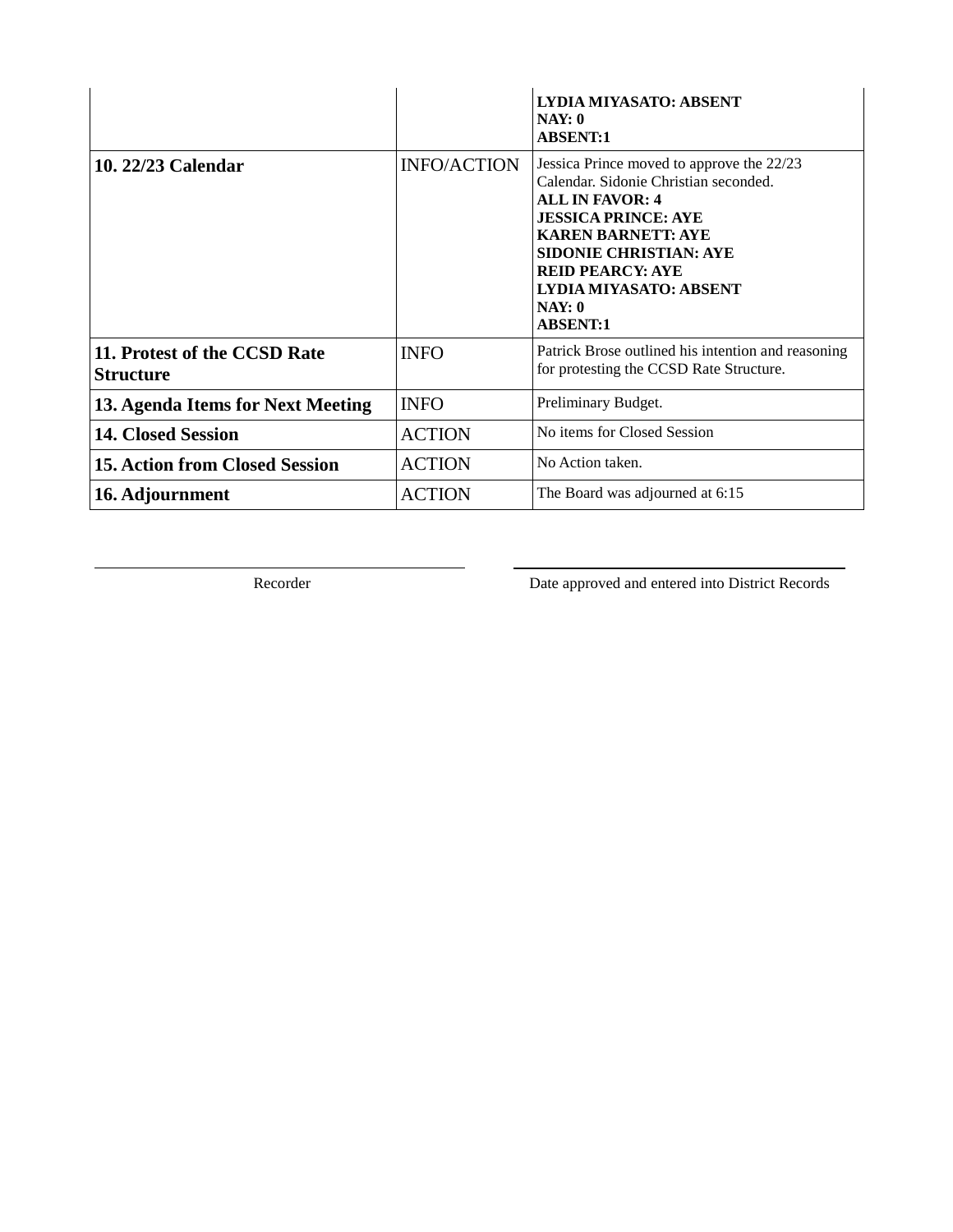| | | |
|---|---|---|
| | | **LYDIA MIYASATO: ABSENT**<br>**NAY: 0**<br>**ABSENT:1** |
| **10. 22/23 Calendar** | INFO/ACTION | Jessica Prince moved to approve the 22/23 Calendar. Sidonie Christian seconded.<br>**ALL IN FAVOR: 4**<br>**JESSICA PRINCE: AYE**<br>**KAREN BARNETT: AYE**<br>**SIDONIE CHRISTIAN: AYE**<br>**REID PEARCY: AYE**<br>**LYDIA MIYASATO: ABSENT**<br>**NAY: 0**<br>**ABSENT:1** |
| **11. Protest of the CCSD Rate Structure** | INFO | Patrick Brose outlined his intention and reasoning for protesting the CCSD Rate Structure. |
| **13. Agenda Items for Next Meeting** | INFO | Preliminary Budget. |
| **14. Closed Session** | ACTION | No items for Closed Session |
| **15. Action from Closed Session** | ACTION | No Action taken. |
| **16. Adjournment** | ACTION | The Board was adjourned at 6:15 |

\_\_\_\_\_\_\_\_\_\_\_\_\_\_\_\_\_\_\_\_\_\_\_\_\_\_\_\_\_\_\_\_\_\_\_\_\_\_\_\_
Recorder

\_\_\_\_\_\_\_\_\_\_\_\_\_\_\_\_\_\_\_\_\_\_\_\_\_\_\_\_\_\_\_\_\_\_\_\_\_\_\_\_
Date approved and entered into District Records